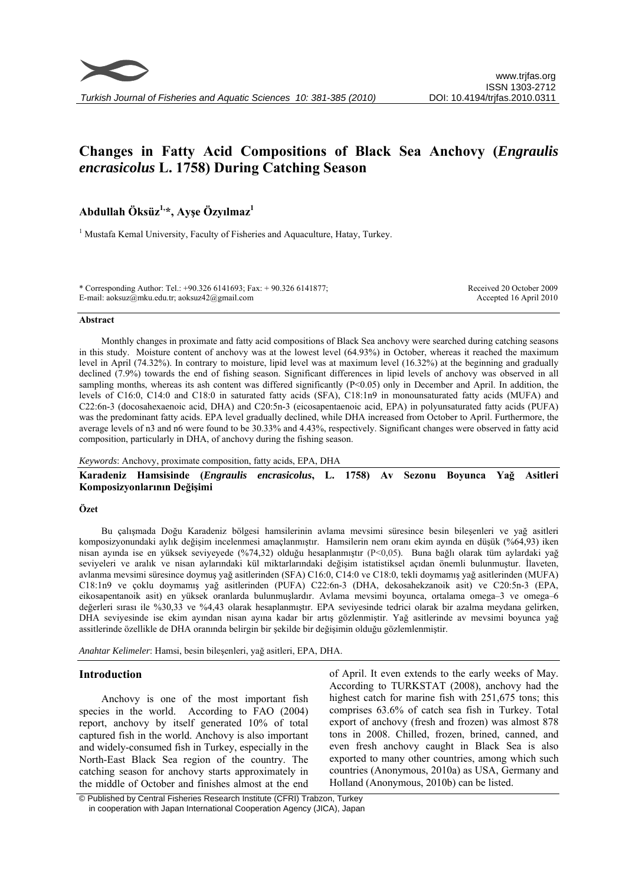# Changes in Fatty Acid Compositions of Black Sea Anchovy (*Engraulis encrasicolus* L. 1758) During Catching Season

**Abdullah Öksüz[1,*], Ayşe Özyılmaz[1]**

[1] Mustafa Kemal University, Faculty of Fisheries and Aquaculture, Hatay, Turkey.

\* Corresponding Author: Tel.: +90.326 6141693; Fax: + 90.326 6141877; E-mail: aoksuz@mku.edu.tr; aoksuz42@gmail.com

Received 20 October 2009
Accepted 16 April 2010

## Abstract

Monthly changes in proximate and fatty acid compositions of Black Sea anchovy were searched during catching seasons in this study. Moisture content of anchovy was at the lowest level (64.93%) in October, whereas it reached the maximum level in April (74.32%). In contrary to moisture, lipid level was at maximum level (16.32%) at the beginning and gradually declined (7.9%) towards the end of fishing season. Significant differences in lipid levels of anchovy was observed in all sampling months, whereas its ash content was differed significantly ($P<0.05$) only in December and April. In addition, the levels of C16:0, C14:0 and C18:0 in saturated fatty acids (SFA), C18:1n9 in monounsaturated fatty acids (MUFA) and C22:6n-3 (docosahexaenoic acid, DHA) and C20:5n-3 (eicosapentaenoic acid, EPA) in polyunsaturated fatty acids (PUFA) was the predominant fatty acids. EPA level gradually declined, while DHA increased from October to April. Furthermore, the average levels of n3 and n6 were found to be 30.33% and 4.43%, respectively. Significant changes were observed in fatty acid composition, particularly in DHA, of anchovy during the fishing season.

*Keywords*: Anchovy, proximate composition, fatty acids, EPA, DHA

**Karadeniz Hamsisinde (*Engraulis encrasicolus*, L. 1758) Av Sezonu Boyunca Yağ Asitleri Komposizyonlarının Değişimi**

## Özet

Bu çalışmada Doğu Karadeniz bölgesi hamsilerinin avlama mevsimi süresince besin bileşenleri ve yağ asitleri komposizyonundaki aylık değişim incelenmesi amaçlanmıştır. Hamsilerin nem oranı ekim ayında en düşük (%64,93) iken nisan ayında ise en yüksek seviyeyede (%74,32) olduğu hesaplanmıştır ($P<0,05$). Buna bağlı olarak tüm aylardaki yağ seviyeleri ve aralık ve nisan aylarındaki kül miktarlarındaki değişim istatistiksel açıdan önemli bulunmuştur. İlaveten, avlanma mevsimi süresince doymuş yağ asitlerinden (SFA) C16:0, C14:0 ve C18:0, tekli doymamış yağ asitlerinden (MUFA) C18:1n9 ve çoklu doymamış yağ asitlerinden (PUFA) C22:6n-3 (DHA, dekosahekzanoik asit) ve C20:5n-3 (EPA, eikosapentanoik asit) en yüksek oranlarda bulunmuşlardır. Avlama mevsimi boyunca, ortalama omega–3 ve omega–6 değerleri sırası ile %30,33 ve %4,43 olarak hesaplanmıştır. EPA seviyesinde tedrici olarak bir azalma meydana gelirken, DHA seviyesinde ise ekim ayından nisan ayına kadar bir artış gözlenmiştir. Yağ asitlerinde av mevsimi boyunca yağ assitlerinde özellikle de DHA oranında belirgin bir şekilde bir değişimin olduğu gözlemlenmiştir.

*Anahtar Kelimeler*: Hamsi, besin bileşenleri, yağ asitleri, EPA, DHA.

## Introduction

Anchovy is one of the most important fish species in the world. According to FAO (2004) report, anchovy by itself generated 10% of total captured fish in the world. Anchovy is also important and widely-consumed fish in Turkey, especially in the North-East Black Sea region of the country. The catching season for anchovy starts approximately in the middle of October and finishes almost at the end of April. It even extends to the early weeks of May. According to TURKSTAT (2008), anchovy had the highest catch for marine fish with 251,675 tons; this comprises 63.6% of catch sea fish in Turkey. Total export of anchovy (fresh and frozen) was almost 878 tons in 2008. Chilled, frozen, brined, canned, and even fresh anchovy caught in Black Sea is also exported to many other countries, among which such countries (Anonymous, 2010a) as USA, Germany and Holland (Anonymous, 2010b) can be listed.

© Published by Central Fisheries Research Institute (CFRI) Trabzon, Turkey in cooperation with Japan International Cooperation Agency (JICA), Japan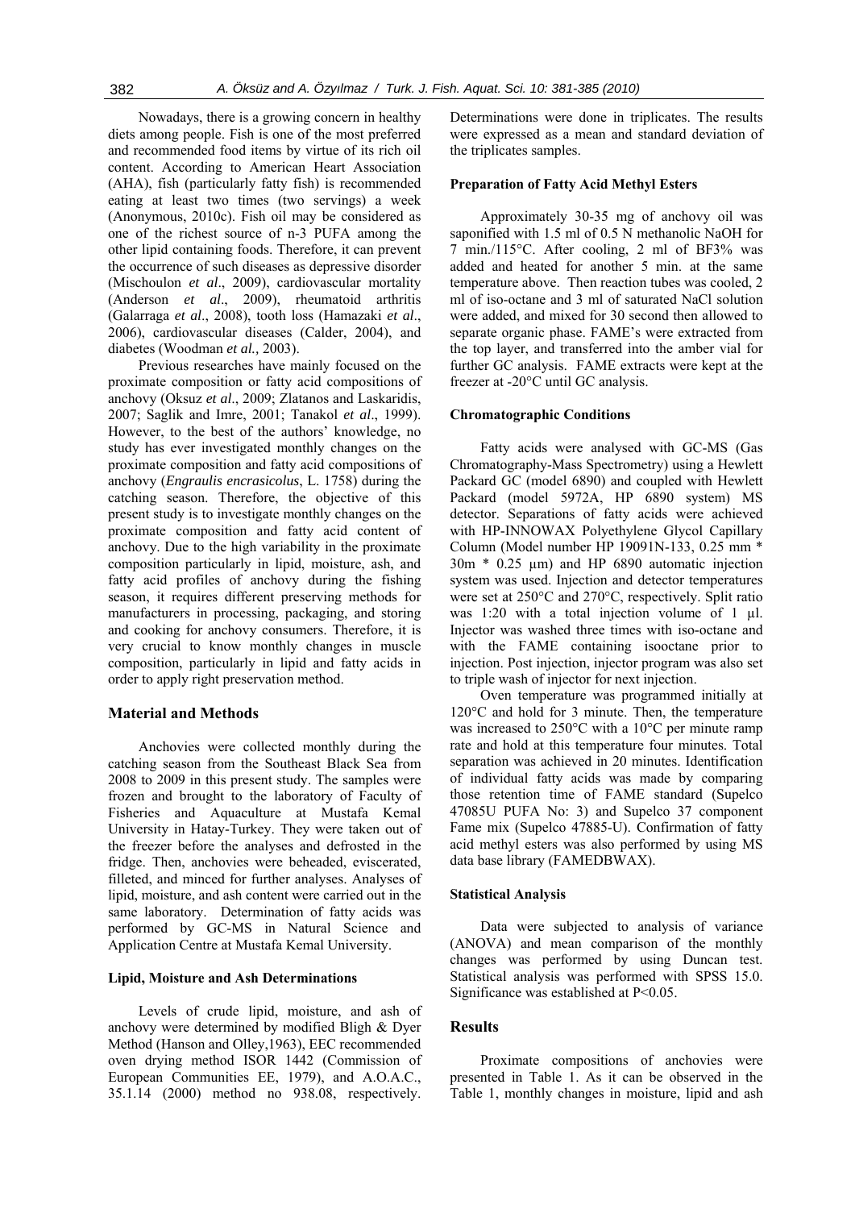Nowadays, there is a growing concern in healthy diets among people. Fish is one of the most preferred and recommended food items by virtue of its rich oil content. According to American Heart Association (AHA), fish (particularly fatty fish) is recommended eating at least two times (two servings) a week (Anonymous, 2010c). Fish oil may be considered as one of the richest source of n-3 PUFA among the other lipid containing foods. Therefore, it can prevent the occurrence of such diseases as depressive disorder (Mischoulon *et al*., 2009), cardiovascular mortality (Anderson *et al*., 2009), rheumatoid arthritis (Galarraga *et al*., 2008), tooth loss (Hamazaki *et al*., 2006), cardiovascular diseases (Calder, 2004), and diabetes (Woodman *et al.,* 2003).

Previous researches have mainly focused on the proximate composition or fatty acid compositions of anchovy (Oksuz *et al*., 2009; Zlatanos and Laskaridis, 2007; Saglik and Imre, 2001; Tanakol *et al*., 1999). However, to the best of the authors' knowledge, no study has ever investigated monthly changes on the proximate composition and fatty acid compositions of anchovy (*Engraulis encrasicolus*, L. 1758) during the catching season. Therefore, the objective of this present study is to investigate monthly changes on the proximate composition and fatty acid content of anchovy. Due to the high variability in the proximate composition particularly in lipid, moisture, ash, and fatty acid profiles of anchovy during the fishing season, it requires different preserving methods for manufacturers in processing, packaging, and storing and cooking for anchovy consumers. Therefore, it is very crucial to know monthly changes in muscle composition, particularly in lipid and fatty acids in order to apply right preservation method.

## Material and Methods

Anchovies were collected monthly during the catching season from the Southeast Black Sea from 2008 to 2009 in this present study. The samples were frozen and brought to the laboratory of Faculty of Fisheries and Aquaculture at Mustafa Kemal University in Hatay-Turkey. They were taken out of the freezer before the analyses and defrosted in the fridge. Then, anchovies were beheaded, eviscerated, filleted, and minced for further analyses. Analyses of lipid, moisture, and ash content were carried out in the same laboratory. Determination of fatty acids was performed by GC-MS in Natural Science and Application Centre at Mustafa Kemal University.

### Lipid, Moisture and Ash Determinations

Levels of crude lipid, moisture, and ash of anchovy were determined by modified Bligh & Dyer Method (Hanson and Olley,1963), EEC recommended oven drying method ISOR 1442 (Commission of European Communities EE, 1979), and A.O.A.C., 35.1.14 (2000) method no 938.08, respectively. Determinations were done in triplicates. The results were expressed as a mean and standard deviation of the triplicates samples.

### Preparation of Fatty Acid Methyl Esters

Approximately 30-35 mg of anchovy oil was saponified with 1.5 ml of 0.5 N methanolic NaOH for 7 min./115°C. After cooling, 2 ml of BF3% was added and heated for another 5 min. at the same temperature above. Then reaction tubes was cooled, 2 ml of iso-octane and 3 ml of saturated NaCl solution were added, and mixed for 30 second then allowed to separate organic phase. FAME's were extracted from the top layer, and transferred into the amber vial for further GC analysis. FAME extracts were kept at the freezer at -20°C until GC analysis.

### Chromatographic Conditions

Fatty acids were analysed with GC-MS (Gas Chromatography-Mass Spectrometry) using a Hewlett Packard GC (model 6890) and coupled with Hewlett Packard (model 5972A, HP 6890 system) MS detector. Separations of fatty acids were achieved with HP-INNOWAX Polyethylene Glycol Capillary Column (Model number HP 19091N-133, 0.25 mm * 30m * 0.25 µm) and HP 6890 automatic injection system was used. Injection and detector temperatures were set at 250°C and 270°C, respectively. Split ratio was 1:20 with a total injection volume of 1 µl. Injector was washed three times with iso-octane and with the FAME containing isooctane prior to injection. Post injection, injector program was also set to triple wash of injector for next injection.

Oven temperature was programmed initially at 120°C and hold for 3 minute. Then, the temperature was increased to 250°C with a 10°C per minute ramp rate and hold at this temperature four minutes. Total separation was achieved in 20 minutes. Identification of individual fatty acids was made by comparing those retention time of FAME standard (Supelco 47085U PUFA No: 3) and Supelco 37 component Fame mix (Supelco 47885-U). Confirmation of fatty acid methyl esters was also performed by using MS data base library (FAMEDBWAX).

### Statistical Analysis

Data were subjected to analysis of variance (ANOVA) and mean comparison of the monthly changes was performed by using Duncan test. Statistical analysis was performed with SPSS 15.0. Significance was established at $P<0.05$.

## Results

Proximate compositions of anchovies were presented in Table 1. As it can be observed in the Table 1, monthly changes in moisture, lipid and ash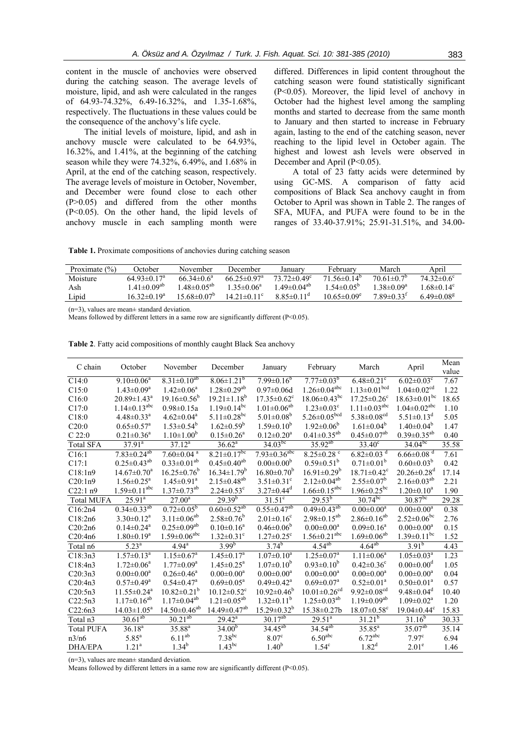content in the muscle of anchovies were observed during the catching season. The average levels of moisture, lipid, and ash were calculated in the ranges of 64.93-74.32%, 6.49-16.32%, and 1.35-1.68%, respectively. The fluctuations in these values could be the consequence of the anchovy's life cycle.

The initial levels of moisture, lipid, and ash in anchovy muscle were calculated to be 64.93%, 16.32%, and 1.41%, at the beginning of the catching season while they were 74.32%, 6.49%, and 1.68% in April, at the end of the catching season, respectively. The average levels of moisture in October, November, and December were found close to each other (P>0.05) and differed from the other months (P<0.05). On the other hand, the lipid levels of anchovy muscle in each sampling month were differed. Differences in lipid content throughout the catching season were found statistically significant (P<0.05). Moreover, the lipid level of anchovy in October had the highest level among the sampling months and started to decrease from the same month to January and then started to increase in February again, lasting to the end of the catching season, never reaching to the lipid level in October again. The highest and lowest ash levels were observed in December and April (P<0.05).

A total of 23 fatty acids were determined by using GC-MS. A comparison of fatty acid compositions of Black Sea anchovy caught in from October to April was shown in Table 2. The ranges of SFA, MUFA, and PUFA were found to be in the ranges of 33.40-37.91%; 25.91-31.51%, and 34.00-

**Table 1.** Proximate compositions of anchovies during catching season

| Proximate (%) | October | November | December | January | February | March | April |
|---|---|---|---|---|---|---|---|
| Moisture | 64.93±0.17[a] | 66.34±0.6[a] | 66.25±0.97[a] | 73.72±0.49[c] | 71.56±0.14[b] | 70.61±0.7[b] | 74.32±0.6[c] |
| Ash | 1.41±0.09[ab] | 1.48±0.05[ab] | 1.35±0.06[a] | 1.49±0.04[ab] | 1.54±0.05[b] | 1.38±0.09[a] | 1.68±0.14[c] |
| Lipid | 16.32±0.19[a] | 15.68±0.07[b] | 14.21±0.11[c] | 8.85±0.11[d] | 10.65±0.09[e] | 7.89±0.33[f] | 6.49±0.08[g] |

(n=3), values are mean± standard deviation.
Means followed by different letters in a same row are significantly different (P<0.05).

**Table 2**. Fatty acid compositions of monthly caught Black Sea anchovy

| C chain | October | November | December | January | February | March | April | Mean value |
|---|---|---|---|---|---|---|---|---|
| C14:0 | 9.10±0.06[a] | 8.31±0.10[ab] | 8.06±1.21[b] | 7.99±0.16[b] | 7.77±0.03[b] | 6.48±0.21[c] | 6.02±0.03[c] | 7.67 |
| C15:0 | 1.43±0.09[a] | 1.42±0.06[a] | 1.28±0.29[ab] | 0.97±0.06d | 1.26±0.04[abc] | 1.13±0.01[bcd] | 1.04±0.02[cd] | 1.22 |
| C16:0 | 20.89±1.43[a] | 19.16±0.56[b] | 19.21±1.18[b] | 17.35±0.62[c] | 18.06±0.43[bc] | 17.25±0.26[c] | 18.63±0.01[bc] | 18.65 |
| C17:0 | 1.14±0.13[abc] | 0.98±0.15a | 1.19±0.14[bc] | 1.01±0.06[ab] | 1.23±0.03[c] | 1.11±0.03[abc] | 1.04±0.02[abc] | 1.10 |
| C18:0 | 4.48±0.33[a] | 4.62±0.04[a] | 5.11±0.28[bc] | 5.01±0.08[b] | 5.26±0.05[bcd] | 5.38±0.08[cd] | 5.51±0.13[d] | 5.05 |
| C20:0 | 0.65±0.57[a] | 1.53±0.54[b] | 1.62±0.59[b] | 1.59±0.10[b] | 1.92±0.06[b] | 1.61±0.04[b] | 1.40±0.04[b] | 1.47 |
| C 22:0 | 0.21±0.36[a] | 1.10±1.00[b] | 0.15±0.26[a] | 0.12±0.20[a] | 0.41±0.35[ab] | 0.45±0.07[ab] | 0.39±0.35[ab] | 0.40 |
| Total SFA | 37.91[a] | 37.12[a] | 36.62[a] | 34.03[bc] | 35.92[ab] | 33.40[c] | 34.04[bc] | 35.58 |
| C16:1 | 7.83±0.24[ab] | 7.60±0.04[a] | 8.21±0.17[bc] | 7.93±0.36[abc] | 8.25±0.28[c] | 6.82±0.03[d] | 6.66±0.08[d] | 7.61 |
| C17:1 | 0.25±0.43[ab] | 0.33±0.01[ab] | 0.45±0.40[ab] | 0.00±0.00[b] | 0.59±0.51[b] | 0.71±0.01[b] | 0.60±0.03[b] | 0.42 |
| C18:1n9 | 14.67±0.70[a] | 16.25±0.76[b] | 16.34±1.79[b] | 16.80±0.70[b] | 16.91±0.29[b] | 18.71±0.42[c] | 20.26±0.28[d] | 17.14 |
| C20:1n9 | 1.56±0.25[a] | 1.45±0.91[a] | 2.15±0.48[ab] | 3.51±0.31[c] | 2.12±0.04[ab] | 2.55±0.07[b] | 2.16±0.03[ab] | 2.21 |
| C22:1 n9 | 1.59±0.11[abc] | 1.37±0.73[ab] | 2.24±0.53[c] | 3.27±0.44[d] | 1.66±0.15[abc] | 1.96±0.25[bc] | 1.20±0.10[a] | 1.90 |
| Total MUFA | 25.91[a] | 27.00[a] | 29.39[b] | 31.51[c] | 29.53[b] | 30.74[bc] | 30.87[bc] | 29.28 |
| C16:2n4 | 0.34±0.33[ab] | 0.72±0.05[b] | 0.60±0.52[ab] | 0.55±0.47[ab] | 0.49±0.43[ab] | 0.00±0.00[a] | 0.00±0.00[a] | 0.38 |
| C18:2n6 | 3.30±0.12[a] | 3.11±0.06[ab] | 2.58±0.76[b] | 2.01±0.16[c] | 2.98±0.15[ab] | 2.86±0.16[ab] | 2.52±0.06[bc] | 2.76 |
| C20:2n6 | 0.14±0.24[a] | 0.25±0.09[ab] | 0.10±0.16[a] | 0.46±0.06[b] | 0.00±0.00[a] | 0.09±0.16[a] | 0.00±0.00[a] | 0.15 |
| C20:4n6 | 1.80±0.19[a] | 1.59±0.06[abc] | 1.32±0.31[c] | 1.27±0.25[c] | 1.56±0.21[abc] | 1.69±0.06[ab] | 1.39±0.11[bc] | 1.52 |
| Total n6 | 5.23[a] | 4.94[a] | 3.99[b] | 3.74[b] | 4.54[ab] | 4.64[ab] | 3.91[b] | 4.43 |
| C18:3n3 | 1.57±0.13[a] | 1.15±0.67[a] | 1.45±0.17[a] | 1.07±0.10[a] | 1.25±0.07[a] | 1.11±0.06[a] | 1.05±0.03[a] | 1.23 |
| C18:4n3 | 1.72±0.06[a] | 1.77±0.09[a] | 1.45±0.25[a] | 1.07±0.10[b] | 0.93±0.10[b] | 0.42±0.36[c] | 0.00±0.00[d] | 1.05 |
| C20:3n3 | 0.00±0.00[a] | 0.26±0.46[a] | 0.00±0.00[a] | 0.00±0.00[a] | 0.00±0.00[a] | 0.00±0.00[a] | 0.00±0.00[a] | 0.04 |
| C20:4n3 | 0.57±0.49[a] | 0.54±0.47[a] | 0.49±0.42[a] | 0.69±0.05[a] | 0.69±0.07[a] | 0.52±0.01[a] | 0.50±0.01[a] | 0.57 |
| C20:5n3 | 11.55±0.24[a] | 10.82±0.21[b] | 10.12±0.52[c] | 10.92±0.46[b] | 10.01±0.26[cd] | 9.92±0.08[cd] | 9.48±0.04[d] | 10.40 |
| C22:5n3 | 1.17±0.16[ab] | 1.17±0.04[ab] | 1.21±0.05[ab] | 1.32±0.11[b] | 1.25±0.03[ab] | 1.19±0.09[ab] | 1.09±0.02[a] | 1.20 |
| C22:6n3 | 14.03±1.05[a] | 14.50±0.46[ab] | 14.49±0.47[ab] | 15.29±0.32[b] | 15.38±0.27b | 18.07±0.58[c] | 19.04±0.44[c] | 15.83 |
| Total n3 | 30.61[ab] | 30.21[ab] | 29.42[a] | 30.17[ab] | 29.51[a] | 31.21[b] | 31.16[b] | 30.33 |
| Total PUFA | 36.18[a] | 35.88[a] | 34.00[b] | 34.45[ab] | 34.54[ab] | 35.85[a] | 35.07[ab] | 35.14 |
| n3/n6 | 5.85[a] | 6.11[ab] | 7.38[bc] | 8.07[c] | 6.50[abc] | 6.72[abc] | 7.97[c] | 6.94 |
| DHA/EPA | 1.21[a] | 1.34[b] | 1.43[bc] | 1.40[b] | 1.54[c] | 1.82[d] | 2.01[e] | 1.46 |

(n=3), values are mean± standard deviation.
Means followed by different letters in a same row are significantly different (P<0.05).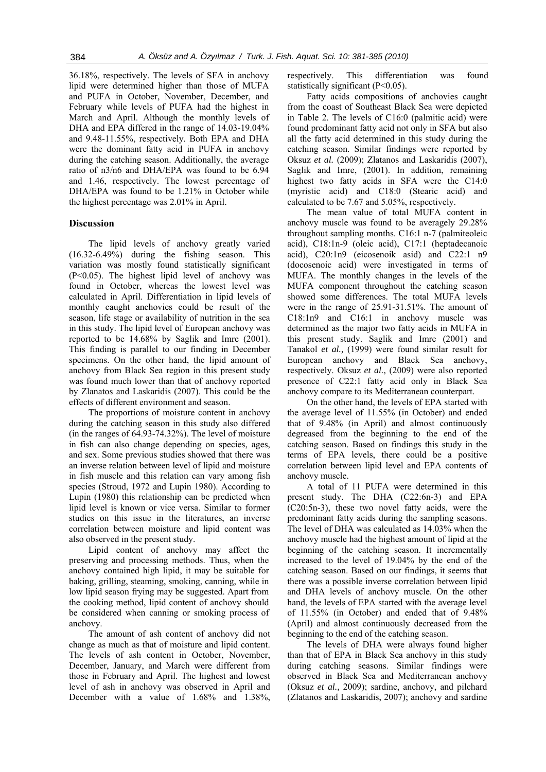36.18%, respectively. The levels of SFA in anchovy lipid were determined higher than those of MUFA and PUFA in October, November, December, and February while levels of PUFA had the highest in March and April. Although the monthly levels of DHA and EPA differed in the range of 14.03-19.04% and 9.48-11.55%, respectively. Both EPA and DHA were the dominant fatty acid in PUFA in anchovy during the catching season. Additionally, the average ratio of n3/n6 and DHA/EPA was found to be 6.94 and 1.46, respectively. The lowest percentage of DHA/EPA was found to be 1.21% in October while the highest percentage was 2.01% in April.

## Discussion

The lipid levels of anchovy greatly varied (16.32-6.49%) during the fishing season. This variation was mostly found statistically significant ($P<0.05$). The highest lipid level of anchovy was found in October, whereas the lowest level was calculated in April. Differentiation in lipid levels of monthly caught anchovies could be result of the season, life stage or availability of nutrition in the sea in this study. The lipid level of European anchovy was reported to be 14.68% by Saglik and Imre (2001). This finding is parallel to our finding in December specimens. On the other hand, the lipid amount of anchovy from Black Sea region in this present study was found much lower than that of anchovy reported by Zlanatos and Laskaridis (2007). This could be the effects of different environment and season.

The proportions of moisture content in anchovy during the catching season in this study also differed (in the ranges of 64.93-74.32%). The level of moisture in fish can also change depending on species, ages, and sex. Some previous studies showed that there was an inverse relation between level of lipid and moisture in fish muscle and this relation can vary among fish species (Stroud, 1972 and Lupin 1980). According to Lupin (1980) this relationship can be predicted when lipid level is known or vice versa. Similar to former studies on this issue in the literatures, an inverse correlation between moisture and lipid content was also observed in the present study.

Lipid content of anchovy may affect the preserving and processing methods. Thus, when the anchovy contained high lipid, it may be suitable for baking, grilling, steaming, smoking, canning, while in low lipid season frying may be suggested. Apart from the cooking method, lipid content of anchovy should be considered when canning or smoking process of anchovy.

The amount of ash content of anchovy did not change as much as that of moisture and lipid content. The levels of ash content in October, November, December, January, and March were different from those in February and April. The highest and lowest level of ash in anchovy was observed in April and December with a value of 1.68% and 1.38%, respectively. This differentiation was found statistically significant ($P<0.05$).

Fatty acids compositions of anchovies caught from the coast of Southeast Black Sea were depicted in Table 2. The levels of C16:0 (palmitic acid) were found predominant fatty acid not only in SFA but also all the fatty acid determined in this study during the catching season. Similar findings were reported by Oksuz *et al.* (2009); Zlatanos and Laskaridis (2007), Saglik and Imre, (2001). In addition, remaining highest two fatty acids in SFA were the C14:0 (myristic acid) and C18:0 (Stearic acid) and calculated to be 7.67 and 5.05%, respectively.

The mean value of total MUFA content in anchovy muscle was found to be averagely 29.28% throughout sampling months. C16:1 n-7 (palmiteoleic acid), C18:1n-9 (oleic acid), C17:1 (heptadecanoic acid), C20:1n9 (eicosenoik asid) and C22:1 n9 (docosenoic acid) were investigated in terms of MUFA. The monthly changes in the levels of the MUFA component throughout the catching season showed some differences. The total MUFA levels were in the range of 25.91-31.51%. The amount of C18:1n9 and C16:1 in anchovy muscle was determined as the major two fatty acids in MUFA in this present study. Saglik and Imre (2001) and Tanakol *et al.,* (1999) were found similar result for European anchovy and Black Sea anchovy, respectively. Oksuz *et al.,* (2009) were also reported presence of C22:1 fatty acid only in Black Sea anchovy compare to its Mediterranean counterpart.

On the other hand, the levels of EPA started with the average level of 11.55% (in October) and ended that of 9.48% (in April) and almost continuously degreased from the beginning to the end of the catching season. Based on findings this study in the terms of EPA levels, there could be a positive correlation between lipid level and EPA contents of anchovy muscle.

A total of 11 PUFA were determined in this present study. The DHA (C22:6n-3) and EPA (C20:5n-3), these two novel fatty acids, were the predominant fatty acids during the sampling seasons. The level of DHA was calculated as 14.03% when the anchovy muscle had the highest amount of lipid at the beginning of the catching season. It incrementally increased to the level of 19.04% by the end of the catching season. Based on our findings, it seems that there was a possible inverse correlation between lipid and DHA levels of anchovy muscle. On the other hand, the levels of EPA started with the average level of 11.55% (in October) and ended that of 9.48% (April) and almost continuously decreased from the beginning to the end of the catching season.

The levels of DHA were always found higher than that of EPA in Black Sea anchovy in this study during catching seasons. Similar findings were observed in Black Sea and Mediterranean anchovy (Oksuz *et al.,* 2009); sardine, anchovy, and pilchard (Zlatanos and Laskaridis, 2007); anchovy and sardine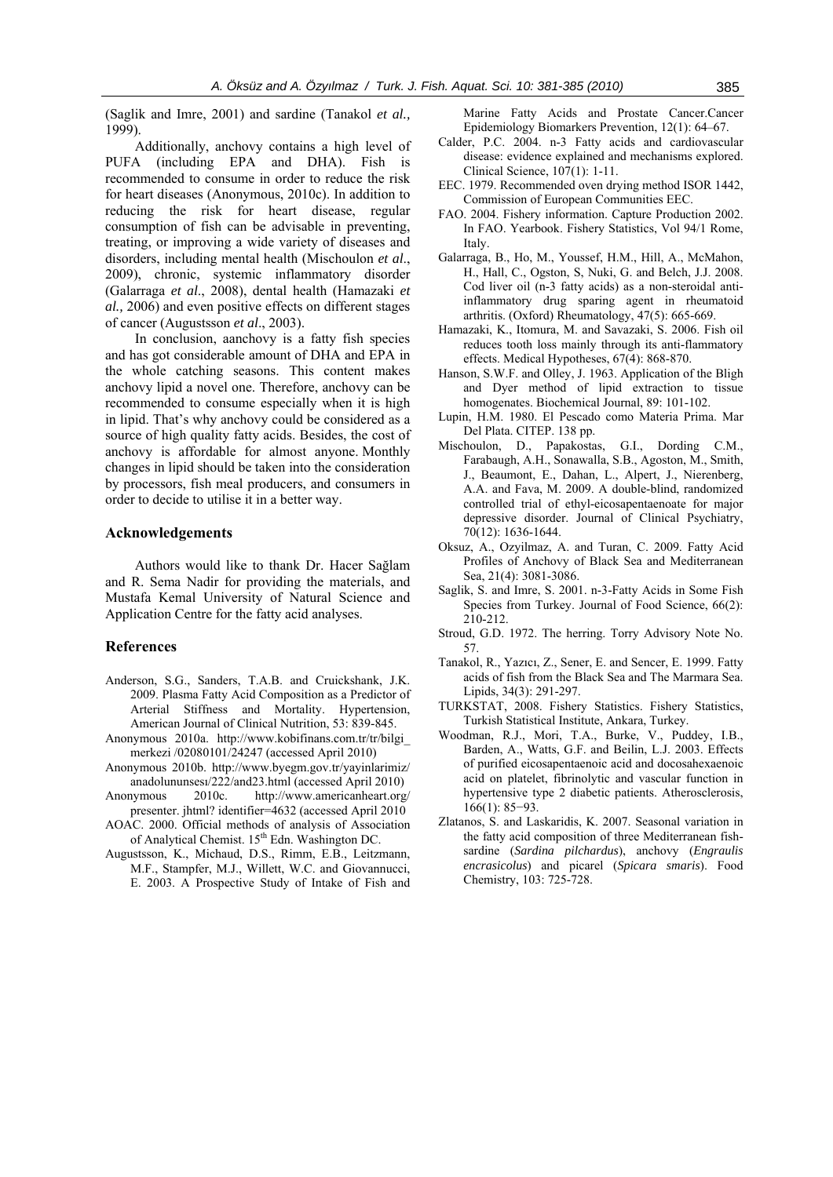(Saglik and Imre, 2001) and sardine (Tanakol *et al.,* 1999).

Additionally, anchovy contains a high level of PUFA (including EPA and DHA). Fish is recommended to consume in order to reduce the risk for heart diseases (Anonymous, 2010c). In addition to reducing the risk for heart disease, regular consumption of fish can be advisable in preventing, treating, or improving a wide variety of diseases and disorders, including mental health (Mischoulon *et al*., 2009), chronic, systemic inflammatory disorder (Galarraga *et al*., 2008), dental health (Hamazaki *et al.,* 2006) and even positive effects on different stages of cancer (Augustsson *et al*., 2003).

In conclusion, aanchovy is a fatty fish species and has got considerable amount of DHA and EPA in the whole catching seasons. This content makes anchovy lipid a novel one. Therefore, anchovy can be recommended to consume especially when it is high in lipid. That's why anchovy could be considered as a source of high quality fatty acids. Besides, the cost of anchovy is affordable for almost anyone. Monthly changes in lipid should be taken into the consideration by processors, fish meal producers, and consumers in order to decide to utilise it in a better way.

## Acknowledgements

Authors would like to thank Dr. Hacer Sağlam and R. Sema Nadir for providing the materials, and Mustafa Kemal University of Natural Science and Application Centre for the fatty acid analyses.

## References

Anderson, S.G., Sanders, T.A.B. and Cruickshank, J.K. 2009. Plasma Fatty Acid Composition as a Predictor of Arterial Stiffness and Mortality. Hypertension, American Journal of Clinical Nutrition, 53: 839-845.

Anonymous 2010a. http://www.kobifinans.com.tr/tr/bilgi_merkezi /02080101/24247 (accessed April 2010)

Anonymous 2010b. http://www.byegm.gov.tr/yayinlarimiz/anadolununsesı/222/and23.html (accessed April 2010)

Anonymous 2010c. http://www.americanheart.org/presenter. jhtml? identifier=4632 (accessed April 2010

AOAC. 2000. Official methods of analysis of Association of Analytical Chemist. 15th Edn. Washington DC.

Augustsson, K., Michaud, D.S., Rimm, E.B., Leitzmann, M.F., Stampfer, M.J., Willett, W.C. and Giovannucci, E. 2003. A Prospective Study of Intake of Fish and Marine Fatty Acids and Prostate Cancer.Cancer Epidemiology Biomarkers Prevention, 12(1): 64–67.

Calder, P.C. 2004. n-3 Fatty acids and cardiovascular disease: evidence explained and mechanisms explored. Clinical Science, 107(1): 1-11.

EEC. 1979. Recommended oven drying method ISOR 1442, Commission of European Communities EEC.

FAO. 2004. Fishery information. Capture Production 2002. In FAO. Yearbook. Fishery Statistics, Vol 94/1 Rome, Italy.

Galarraga, B., Ho, M., Youssef, H.M., Hill, A., McMahon, H., Hall, C., Ogston, S, Nuki, G. and Belch, J.J. 2008. Cod liver oil (n-3 fatty acids) as a non-steroidal anti-inflammatory drug sparing agent in rheumatoid arthritis. (Oxford) Rheumatology, 47(5): 665-669.

Hamazaki, K., Itomura, M. and Savazaki, S. 2006. Fish oil reduces tooth loss mainly through its anti-flammatory effects. Medical Hypotheses, 67(4): 868-870.

Hanson, S.W.F. and Olley, J. 1963. Application of the Bligh and Dyer method of lipid extraction to tissue homogenates. Biochemical Journal, 89: 101-102.

Lupin, H.M. 1980. El Pescado como Materia Prima. Mar Del Plata. CITEP. 138 pp.

Mischoulon, D., Papakostas, G.I., Dording C.M., Farabaugh, A.H., Sonawalla, S.B., Agoston, M., Smith, J., Beaumont, E., Dahan, L., Alpert, J., Nierenberg, A.A. and Fava, M. 2009. A double-blind, randomized controlled trial of ethyl-eicosapentaenoate for major depressive disorder. Journal of Clinical Psychiatry, 70(12): 1636-1644.

Oksuz, A., Ozyilmaz, A. and Turan, C. 2009. Fatty Acid Profiles of Anchovy of Black Sea and Mediterranean Sea, 21(4): 3081-3086.

Saglik, S. and Imre, S. 2001. n-3-Fatty Acids in Some Fish Species from Turkey. Journal of Food Science, 66(2): 210-212.

Stroud, G.D. 1972. The herring. Torry Advisory Note No. 57.

Tanakol, R., Yazıcı, Z., Sener, E. and Sencer, E. 1999. Fatty acids of fish from the Black Sea and The Marmara Sea. Lipids, 34(3): 291-297.

TURKSTAT, 2008. Fishery Statistics. Fishery Statistics, Turkish Statistical Institute, Ankara, Turkey.

Woodman, R.J., Mori, T.A., Burke, V., Puddey, I.B., Barden, A., Watts, G.F. and Beilin, L.J. 2003. Effects of purified eicosapentaenoic acid and docosahexaenoic acid on platelet, fibrinolytic and vascular function in hypertensive type 2 diabetic patients. Atherosclerosis, 166(1): 85−93.

Zlatanos, S. and Laskaridis, K. 2007. Seasonal variation in the fatty acid composition of three Mediterranean fish-sardine (*Sardina pilchardus*), anchovy (*Engraulis encrasicolus*) and picarel (*Spicara smaris*). Food Chemistry, 103: 725-728.